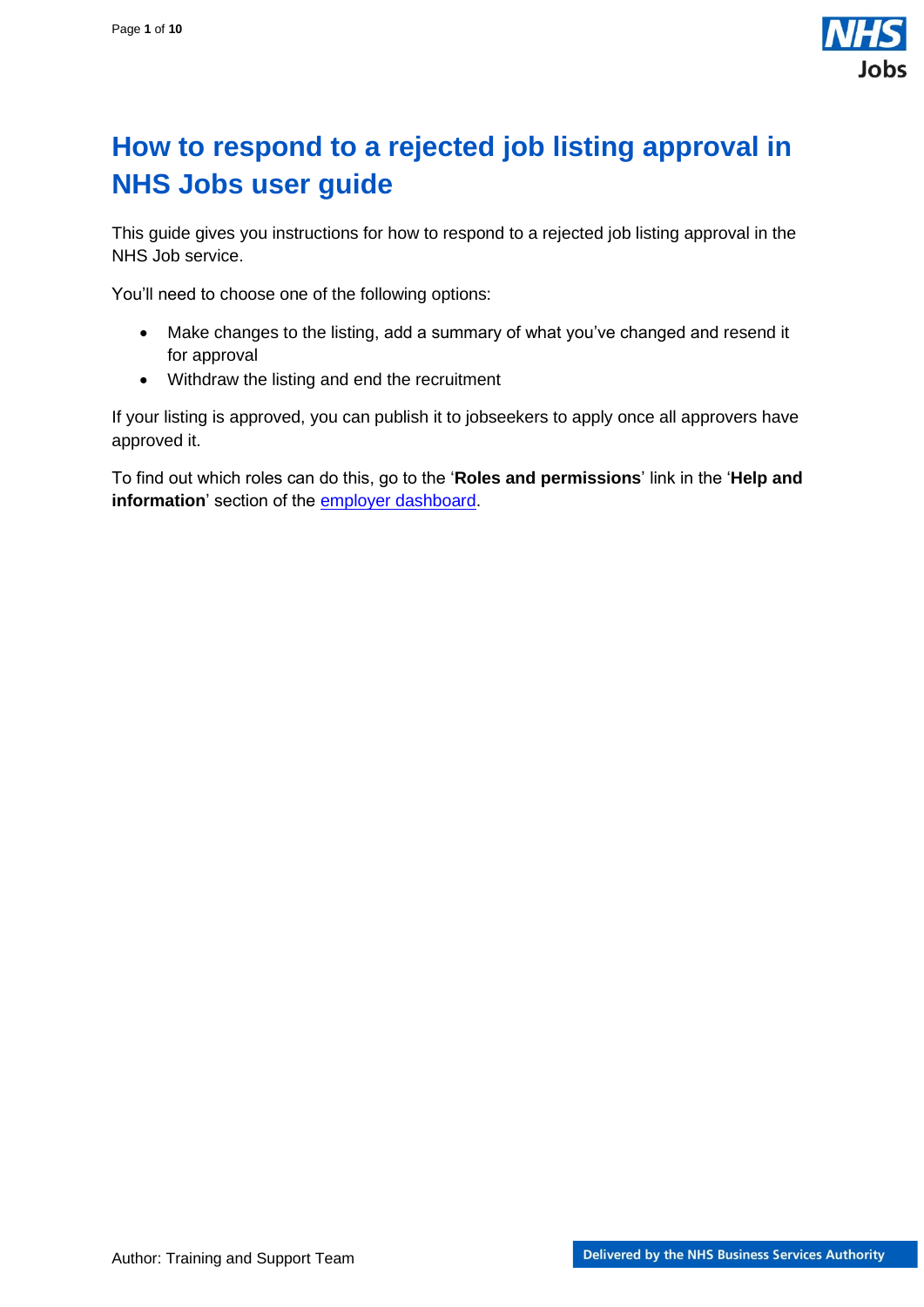# How to respond to a rejected job listing approval in NHS Jobs user guide

This guide gives you instructions for how to respond to a rejected job listing approval in the NHS Job service.

You'll need to choose one of the following options:

- Make changes to the listing, add a summary of what you've changed and resend it for approval
- Withdraw the listing and end the recruitment

If your listing is approved, you can publish it to jobseekers to apply once all approvers have approved it.

To find out which roles can do this, go to the '**Roles and permissions**' link in the '**Help and information**' section of the employer dashboard.

Author: Training and Support Team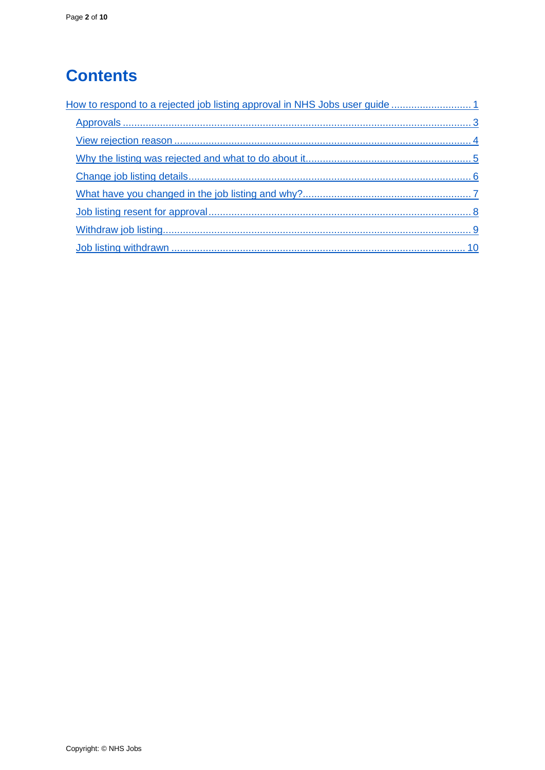# Contents

- How to respond to a rejected job listing approval in NHS Jobs user guide ........................... 1
  - Approvals ........................................................................................................................ 3
  - View rejection reason ....................................................................................................... 4
  - Why the listing was rejected and what to do about it......................................................... 5
  - Change job listing details.................................................................................................. 6
  - What have you changed in the job listing and why?.......................................................... 7
  - Job listing resent for approval........................................................................................... 8
  - Withdraw job listing.......................................................................................................... 9
  - Job listing withdrawn ..................................................................................................... 10

Copyright: © NHS Jobs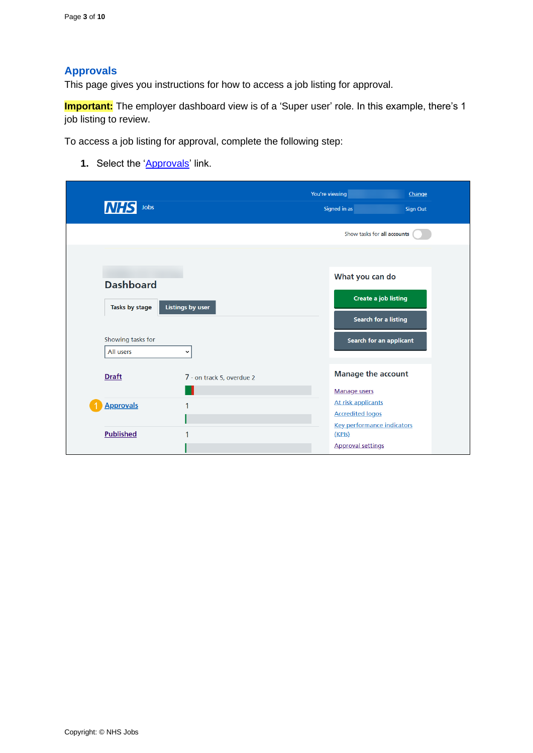## Approvals

This page gives you instructions for how to access a job listing for approval.

**Important:** The employer dashboard view is of a 'Super user' role. In this example, there's 1 job listing to review.

To access a job listing for approval, complete the following step:

1. Select the 'Approvals' link.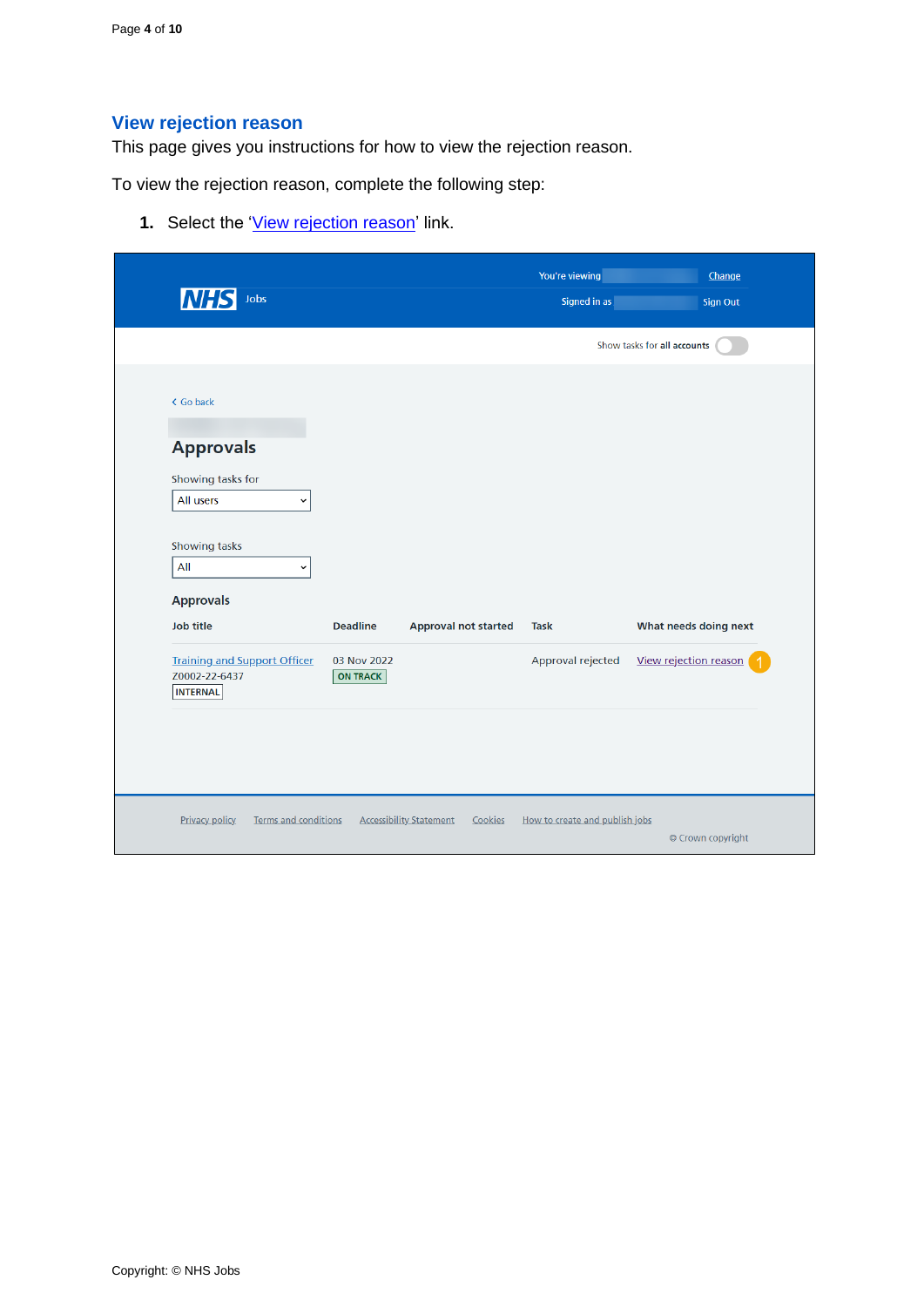## View rejection reason

This page gives you instructions for how to view the rejection reason.

To view the rejection reason, complete the following step:

1. Select the 'View rejection reason' link.

You're viewing Change

NHS Jobs

Signed in as Sign Out

Show tasks for **all accounts**

Go back

# Approvals

Showing tasks for

All users

Showing tasks

All

**Approvals**

| Job title | Deadline | Approval not started | Task | What needs doing next |
|---|---|---|---|---|
| Training and Support Officer<br>Z0002-22-6437<br>INTERNAL | 03 Nov 2022<br>ON TRACK | | Approval rejected | View rejection reason (1) |

Privacy policy Terms and conditions Accessibility Statement Cookies How to create and publish jobs

© Crown copyright

Copyright: © NHS Jobs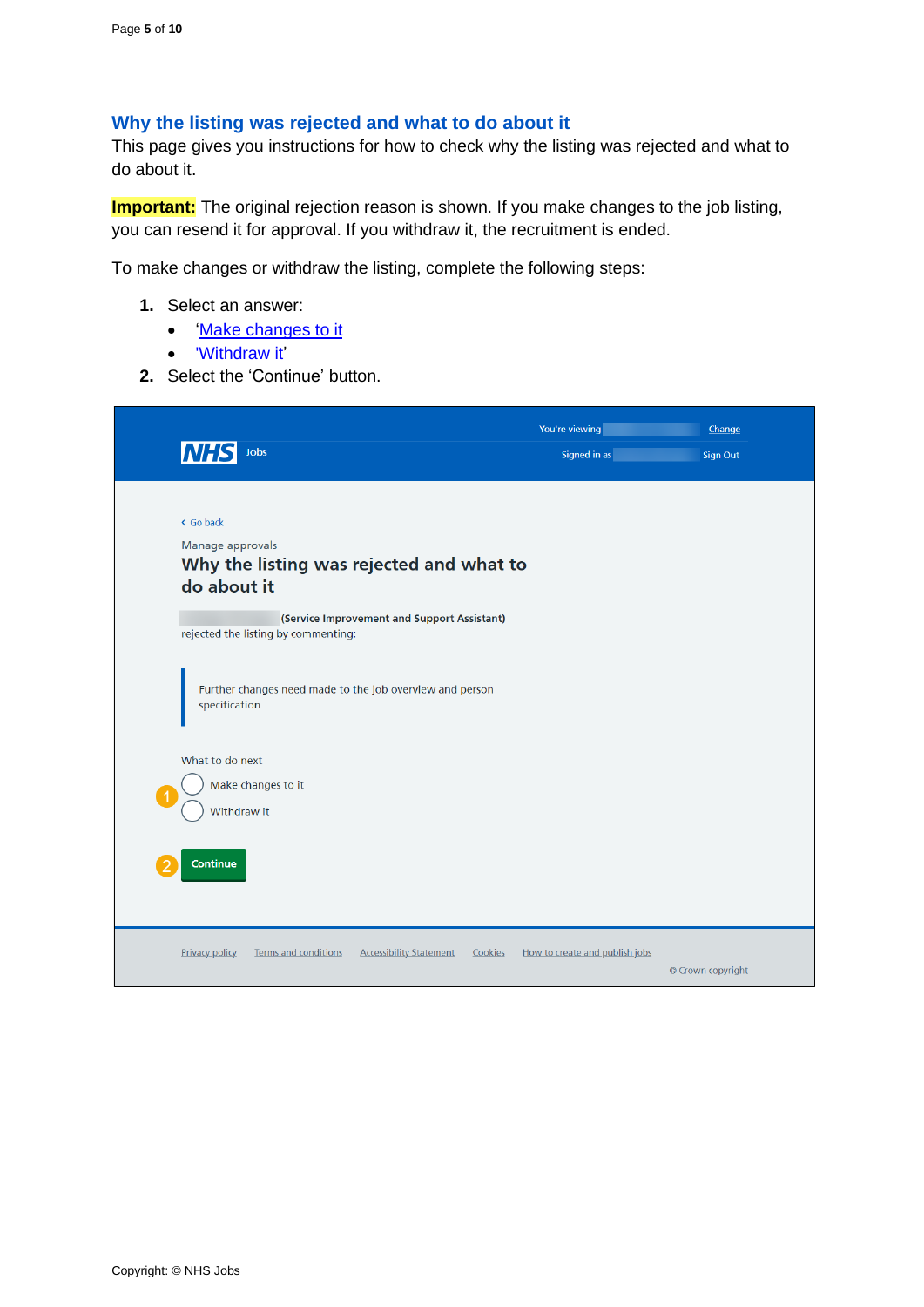## Why the listing was rejected and what to do about it

This page gives you instructions for how to check why the listing was rejected and what to do about it.

**Important:** The original rejection reason is shown. If you make changes to the job listing, you can resend it for approval. If you withdraw it, the recruitment is ended.

To make changes or withdraw the listing, complete the following steps:

1. Select an answer:
   - 'Make changes to it'
   - 'Withdraw it'
2. Select the 'Continue' button.

You're viewing Change
NHS Jobs
Signed in as Sign Out

Go back

Manage approvals

Why the listing was rejected and what to do about it

(Service Improvement and Support Assistant) rejected the listing by commenting:

Further changes need made to the job overview and person specification.

What to do next

1. Make changes to it
   Withdraw it

2. Continue

Privacy policy | Terms and conditions | Accessibility Statement | Cookies | How to create and publish jobs

© Crown copyright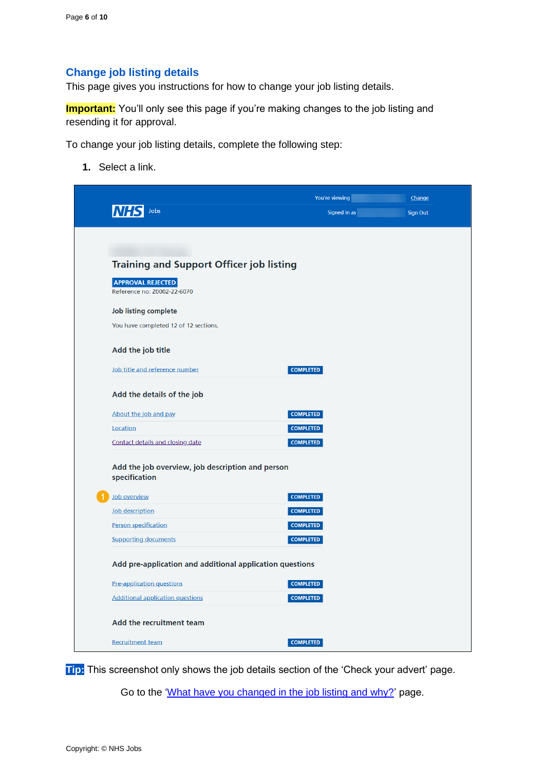## Change job listing details

This page gives you instructions for how to change your job listing details.

**Important:** You'll only see this page if you're making changes to the job listing and resending it for approval.

To change your job listing details, complete the following step:

1. Select a link.

You're viewing Change
Signed in as Sign Out

NHS Jobs

Training and Support Officer job listing

APPROVAL REJECTED

Reference no: Z0002-22-6070

Job listing complete

You have completed 12 of 12 sections.

Add the job title

| | |
|---|---|
| Job title and reference number | COMPLETED |

Add the details of the job

| | |
|---|---|
| About the job and pay | COMPLETED |
| Location | COMPLETED |
| Contact details and closing date | COMPLETED |

Add the job overview, job description and person specification

| | |
|---|---|
| 1 Job overview | COMPLETED |
| Job description | COMPLETED |
| Person specification | COMPLETED |
| Supporting documents | COMPLETED |

Add pre-application and additional application questions

| | |
|---|---|
| Pre-application questions | COMPLETED |
| Additional application questions | COMPLETED |

Add the recruitment team

| | |
|---|---|
| Recruitment team | COMPLETED |

**Tip:** This screenshot only shows the job details section of the 'Check your advert' page.

Go to the 'What have you changed in the job listing and why?' page.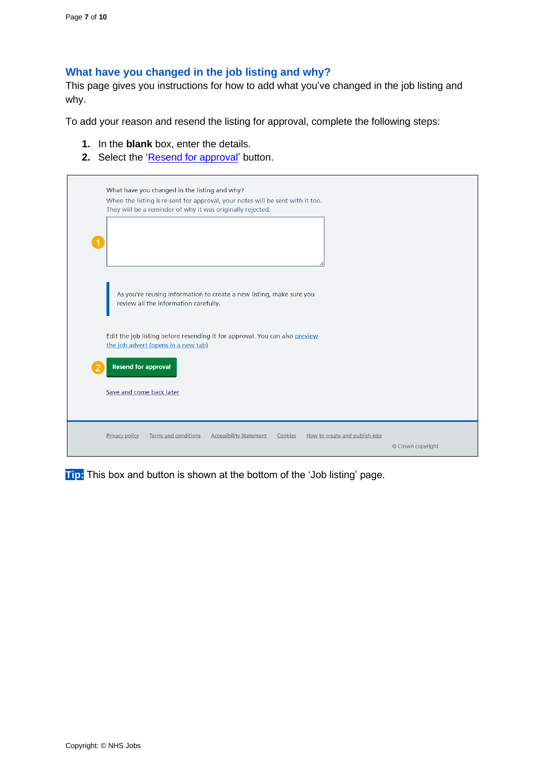## What have you changed in the job listing and why?

This page gives you instructions for how to add what you've changed in the job listing and why.

To add your reason and resend the listing for approval, complete the following steps:

1. In the **blank** box, enter the details.
2. Select the 'Resend for approval' button.

What have you changed in the listing and why?

When the listing is re-sent for approval, your notes will be sent with it too. They will be a reminder of why it was originally rejected.

1

As you're reusing information to create a new listing, make sure you review all the information carefully.

Edit the job listing before resending it for approval. You can also preview the job advert (opens in a new tab)

2 Resend for approval

Save and come back later

Privacy policy Terms and conditions Accessibility Statement Cookies How to create and publish jobs

© Crown copyright

**Tip:** This box and button is shown at the bottom of the 'Job listing' page.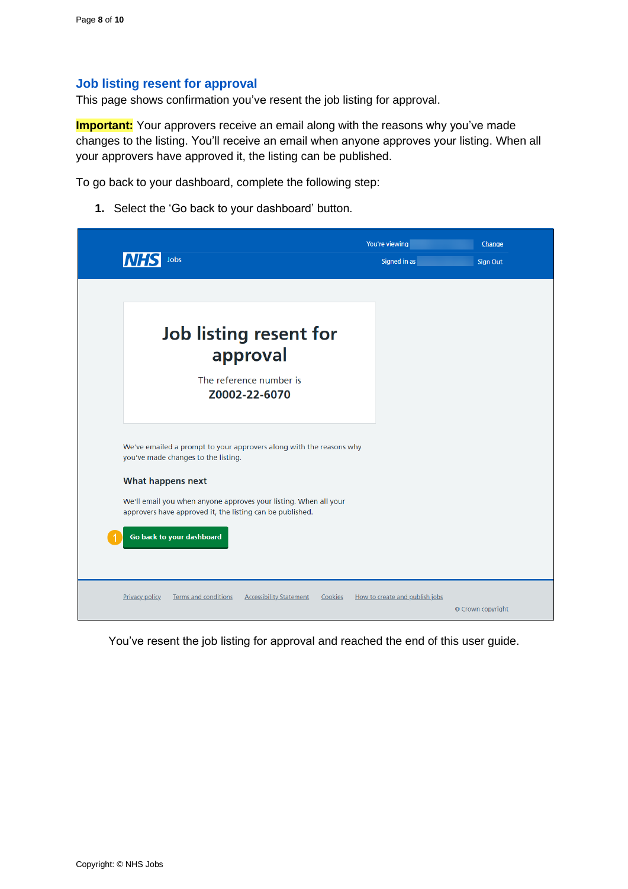## Job listing resent for approval

This page shows confirmation you've resent the job listing for approval.

**Important:** Your approvers receive an email along with the reasons why you've made changes to the listing. You'll receive an email when anyone approves your listing. When all your approvers have approved it, the listing can be published.

To go back to your dashboard, complete the following step:

1. Select the 'Go back to your dashboard' button.

NHS Jobs

You're viewing Change

Signed in as Sign Out

# Job listing resent for approval

The reference number is

**Z0002-22-6070**

We've emailed a prompt to your approvers along with the reasons why you've made changes to the listing.

**What happens next**

We'll email you when anyone approves your listing. When all your approvers have approved it, the listing can be published.

1 Go back to your dashboard

Privacy policy Terms and conditions Accessibility Statement Cookies How to create and publish jobs

© Crown copyright

You've resent the job listing for approval and reached the end of this user guide.

Copyright: © NHS Jobs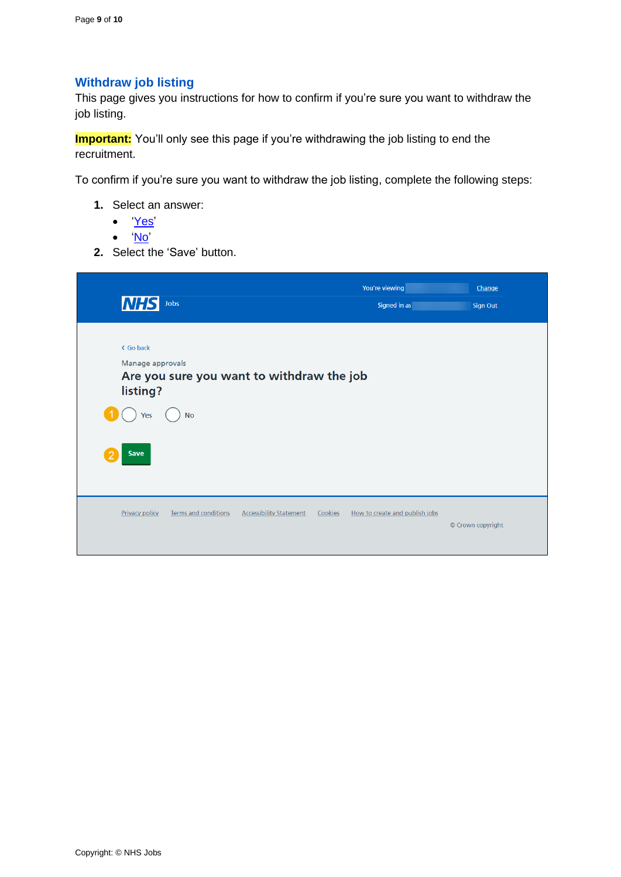## Withdraw job listing

This page gives you instructions for how to confirm if you're sure you want to withdraw the job listing.

**Important:** You'll only see this page if you're withdrawing the job listing to end the recruitment.

To confirm if you're sure you want to withdraw the job listing, complete the following steps:

1. Select an answer:
   - 'Yes'
   - 'No'
2. Select the 'Save' button.

You're viewing Change
Signed in as Sign Out

NHS Jobs

Go back

Manage approvals

Are you sure you want to withdraw the job listing?

1 Yes No

2 Save

Privacy policy Terms and conditions Accessibility Statement Cookies How to create and publish jobs

© Crown copyright

Copyright: © NHS Jobs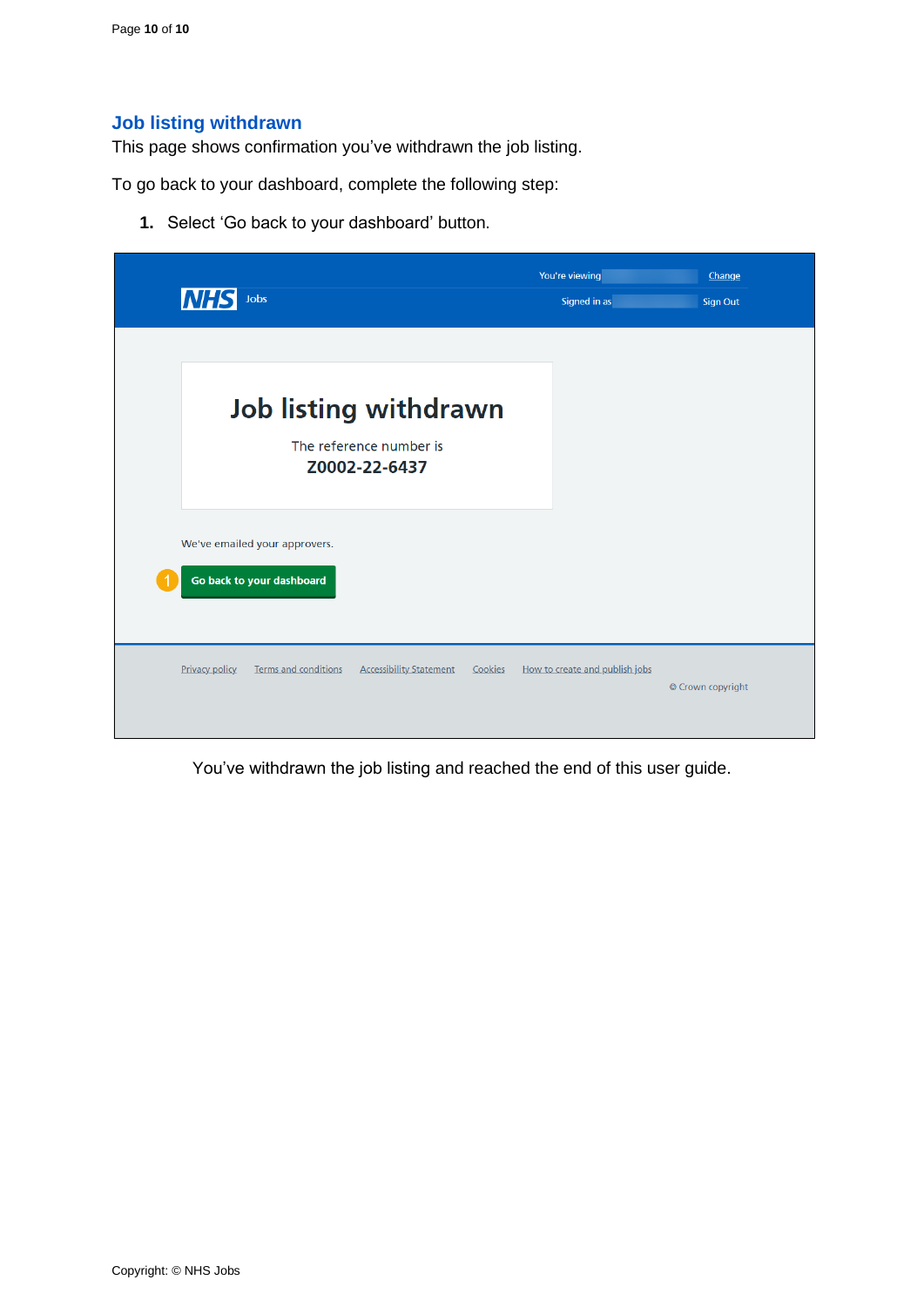## Job listing withdrawn

This page shows confirmation you've withdrawn the job listing.

To go back to your dashboard, complete the following step:

1. Select 'Go back to your dashboard' button.

You're viewing Change

NHS Jobs

Signed in as Sign Out

# Job listing withdrawn

The reference number is

**Z0002-22-6437**

We've emailed your approvers.

1 Go back to your dashboard

Privacy policy Terms and conditions Accessibility Statement Cookies How to create and publish jobs

© Crown copyright

You've withdrawn the job listing and reached the end of this user guide.

Copyright: © NHS Jobs